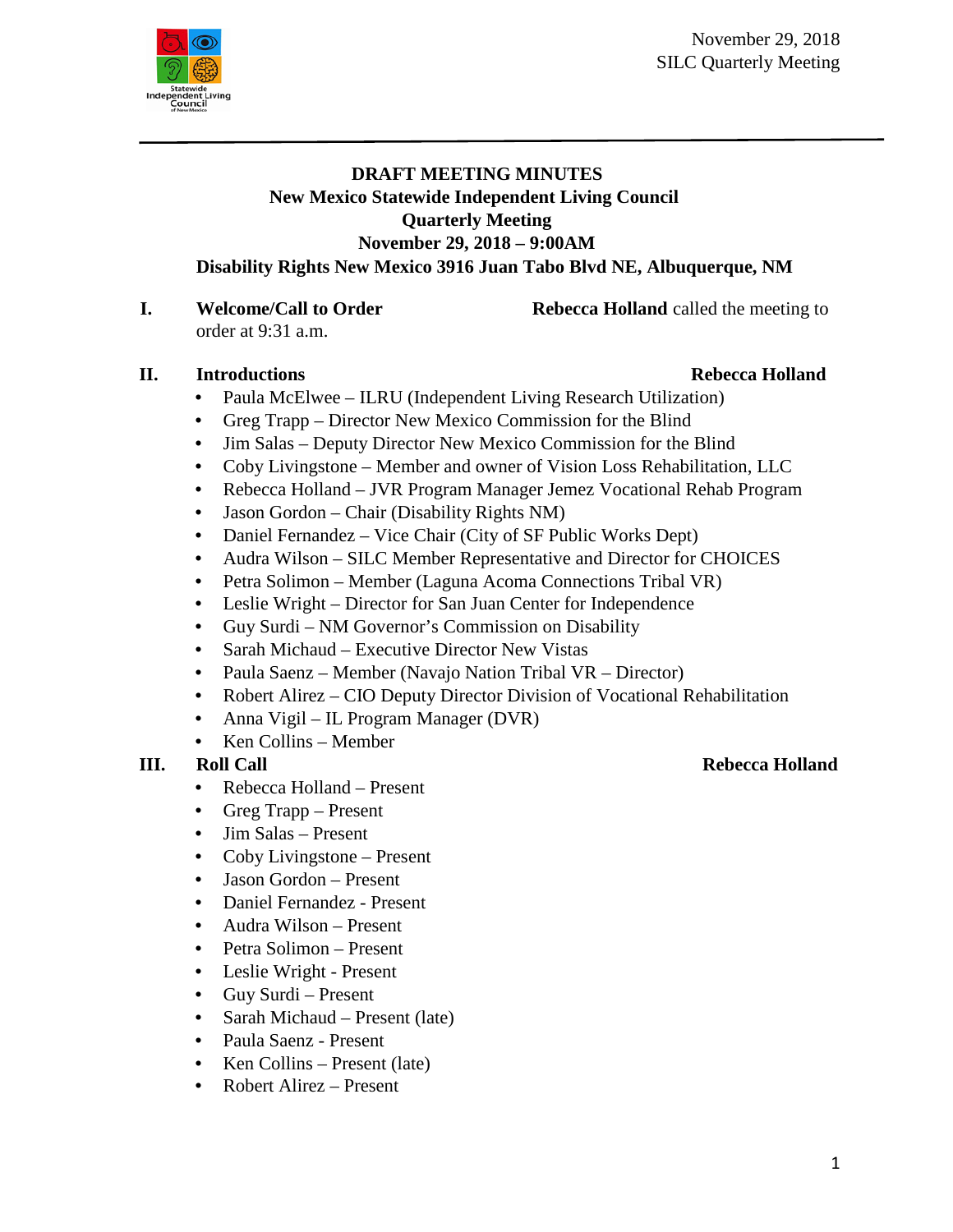November 29, 2018
SILC Quarterly Meeting

**DRAFT MEETING MINUTES**
**New Mexico Statewide Independent Living Council**
**Quarterly Meeting**
**November 29, 2018 – 9:00AM**
**Disability Rights New Mexico 3916 Juan Tabo Blvd NE, Albuquerque, NM**

**I. Welcome/Call to Order** — **Rebecca Holland** called the meeting to order at 9:31 a.m.

**II. Introductions** — **Rebecca Holland**

- Paula McElwee – ILRU (Independent Living Research Utilization)
- Greg Trapp – Director New Mexico Commission for the Blind
- Jim Salas – Deputy Director New Mexico Commission for the Blind
- Coby Livingstone – Member and owner of Vision Loss Rehabilitation, LLC
- Rebecca Holland – JVR Program Manager Jemez Vocational Rehab Program
- Jason Gordon – Chair (Disability Rights NM)
- Daniel Fernandez – Vice Chair (City of SF Public Works Dept)
- Audra Wilson – SILC Member Representative and Director for CHOICES
- Petra Solimon – Member (Laguna Acoma Connections Tribal VR)
- Leslie Wright – Director for San Juan Center for Independence
- Guy Surdi – NM Governor's Commission on Disability
- Sarah Michaud – Executive Director New Vistas
- Paula Saenz – Member (Navajo Nation Tribal VR – Director)
- Robert Alirez – CIO Deputy Director Division of Vocational Rehabilitation
- Anna Vigil – IL Program Manager (DVR)
- Ken Collins – Member

**III. Roll Call** — **Rebecca Holland**

- Rebecca Holland – Present
- Greg Trapp – Present
- Jim Salas – Present
- Coby Livingstone – Present
- Jason Gordon – Present
- Daniel Fernandez - Present
- Audra Wilson – Present
- Petra Solimon – Present
- Leslie Wright - Present
- Guy Surdi – Present
- Sarah Michaud – Present (late)
- Paula Saenz - Present
- Ken Collins – Present (late)
- Robert Alirez – Present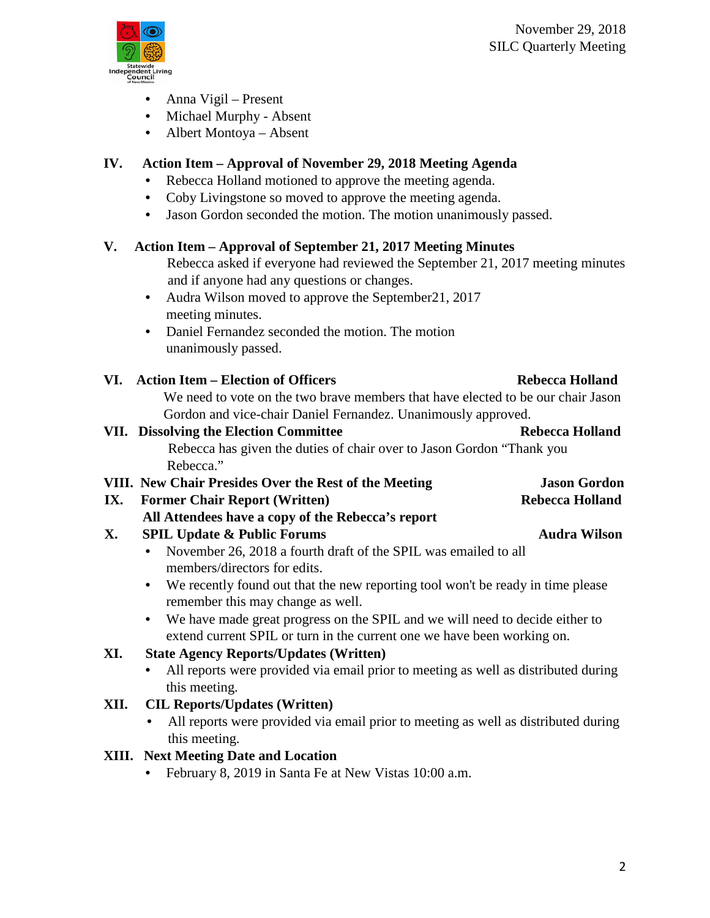- Anna Vigil – Present
- Michael Murphy - Absent
- Albert Montoya – Absent

**IV. Action Item – Approval of November 29, 2018 Meeting Agenda**

- Rebecca Holland motioned to approve the meeting agenda.
- Coby Livingstone so moved to approve the meeting agenda.
- Jason Gordon seconded the motion. The motion unanimously passed.

**V. Action Item – Approval of September 21, 2017 Meeting Minutes**

Rebecca asked if everyone had reviewed the September 21, 2017 meeting minutes and if anyone had any questions or changes.

- Audra Wilson moved to approve the September21, 2017 meeting minutes.
- Daniel Fernandez seconded the motion. The motion unanimously passed.

**VI. Action Item – Election of Officers** **Rebecca Holland**

We need to vote on the two brave members that have elected to be our chair Jason Gordon and vice-chair Daniel Fernandez. Unanimously approved.

**VII. Dissolving the Election Committee** **Rebecca Holland**

Rebecca has given the duties of chair over to Jason Gordon "Thank you Rebecca."

**VIII. New Chair Presides Over the Rest of the Meeting** **Jason Gordon**

**IX. Former Chair Report (Written)** **Rebecca Holland**

**All Attendees have a copy of the Rebecca's report**

**X. SPIL Update & Public Forums** **Audra Wilson**

- November 26, 2018 a fourth draft of the SPIL was emailed to all members/directors for edits.
- We recently found out that the new reporting tool won't be ready in time please remember this may change as well.
- We have made great progress on the SPIL and we will need to decide either to extend current SPIL or turn in the current one we have been working on.

**XI. State Agency Reports/Updates (Written)**

- All reports were provided via email prior to meeting as well as distributed during this meeting.

**XII. CIL Reports/Updates (Written)**

- All reports were provided via email prior to meeting as well as distributed during this meeting.

**XIII. Next Meeting Date and Location**

- February 8, 2019 in Santa Fe at New Vistas 10:00 a.m.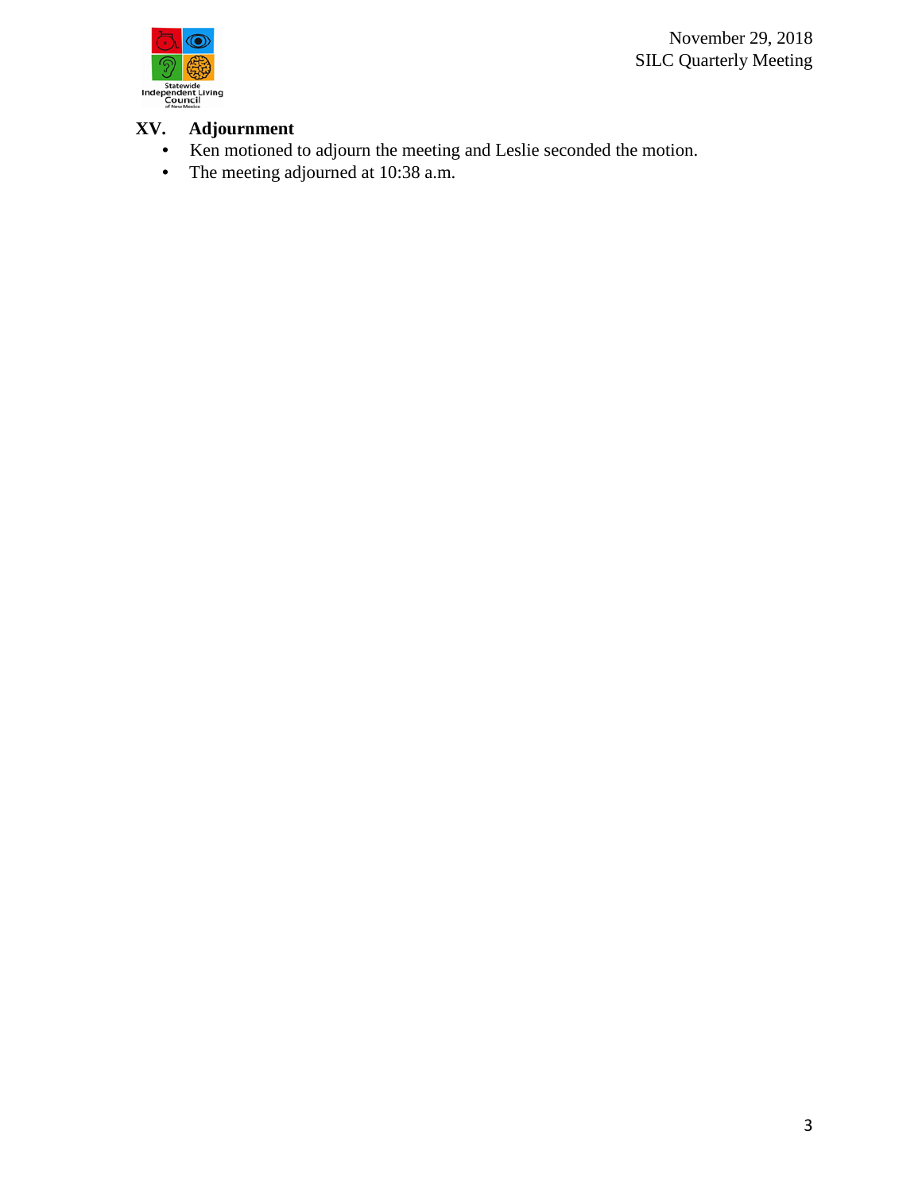## XV. Adjournment

- Ken motioned to adjourn the meeting and Leslie seconded the motion.
- The meeting adjourned at 10:38 a.m.